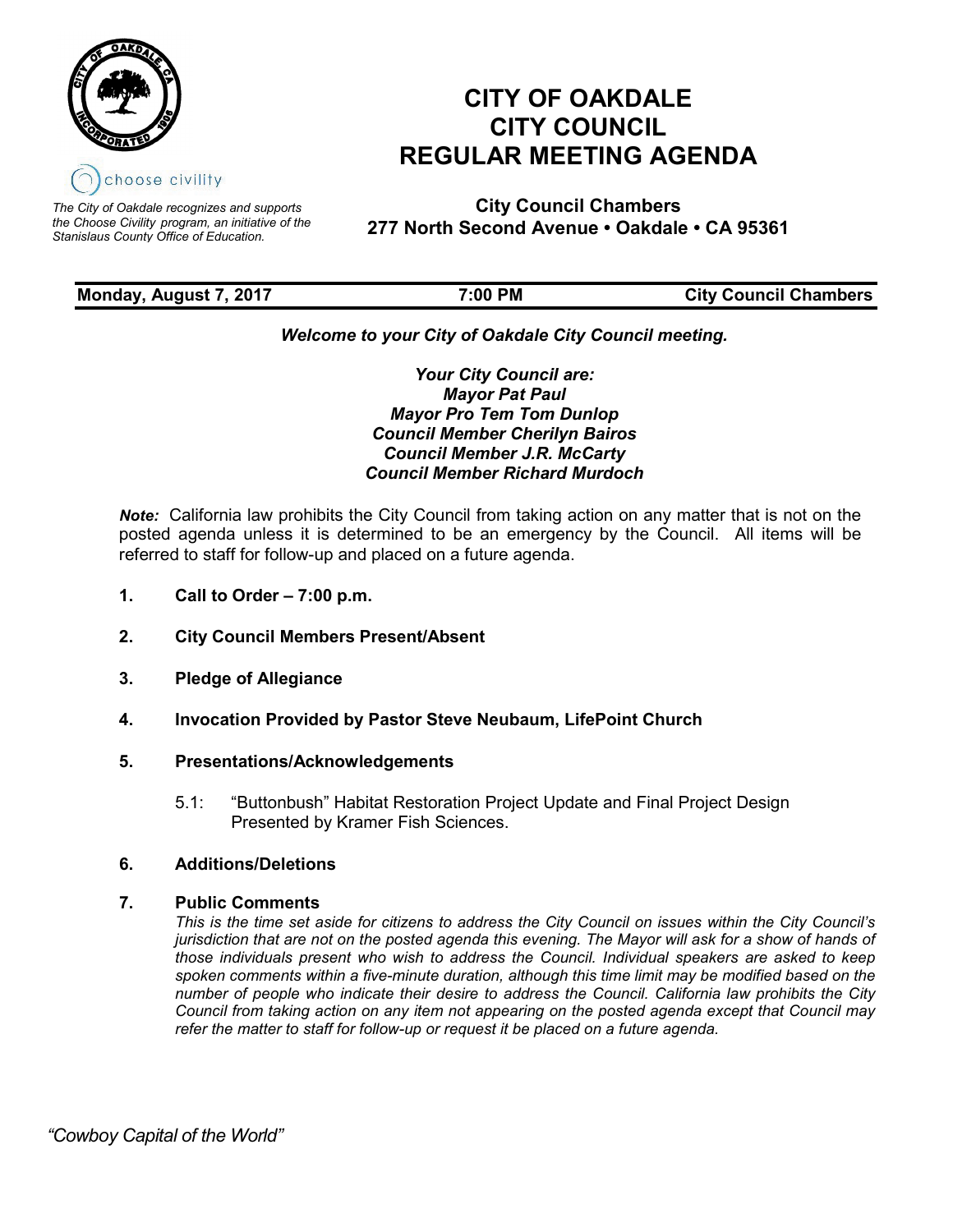# CITY OF OAKDALE
# CITY COUNCIL
# REGULAR MEETING AGENDA

choose civility

*The City of Oakdale recognizes and supports the Choose Civility program, an initiative of the Stanislaus County Office of Education.*

**City Council Chambers**
**277 North Second Avenue • Oakdale • CA 95361**

| **Monday, August 7, 2017** | **7:00 PM** | **City Council Chambers** |
|---|---|---|

***Welcome to your City of Oakdale City Council meeting.***

***Your City Council are:***
***Mayor Pat Paul***
***Mayor Pro Tem Tom Dunlop***
***Council Member Cherilyn Bairos***
***Council Member J.R. McCarty***
***Council Member Richard Murdoch***

***Note:*** California law prohibits the City Council from taking action on any matter that is not on the posted agenda unless it is determined to be an emergency by the Council. All items will be referred to staff for follow-up and placed on a future agenda.

1. **Call to Order – 7:00 p.m.**

2. **City Council Members Present/Absent**

3. **Pledge of Allegiance**

4. **Invocation Provided by Pastor Steve Neubaum, LifePoint Church**

5. **Presentations/Acknowledgements**

   5.1: "Buttonbush" Habitat Restoration Project Update and Final Project Design Presented by Kramer Fish Sciences.

6. **Additions/Deletions**

7. **Public Comments**

   *This is the time set aside for citizens to address the City Council on issues within the City Council's jurisdiction that are not on the posted agenda this evening. The Mayor will ask for a show of hands of those individuals present who wish to address the Council. Individual speakers are asked to keep spoken comments within a five-minute duration, although this time limit may be modified based on the number of people who indicate their desire to address the Council. California law prohibits the City Council from taking action on any item not appearing on the posted agenda except that Council may refer the matter to staff for follow-up or request it be placed on a future agenda.*

*"Cowboy Capital of the World"*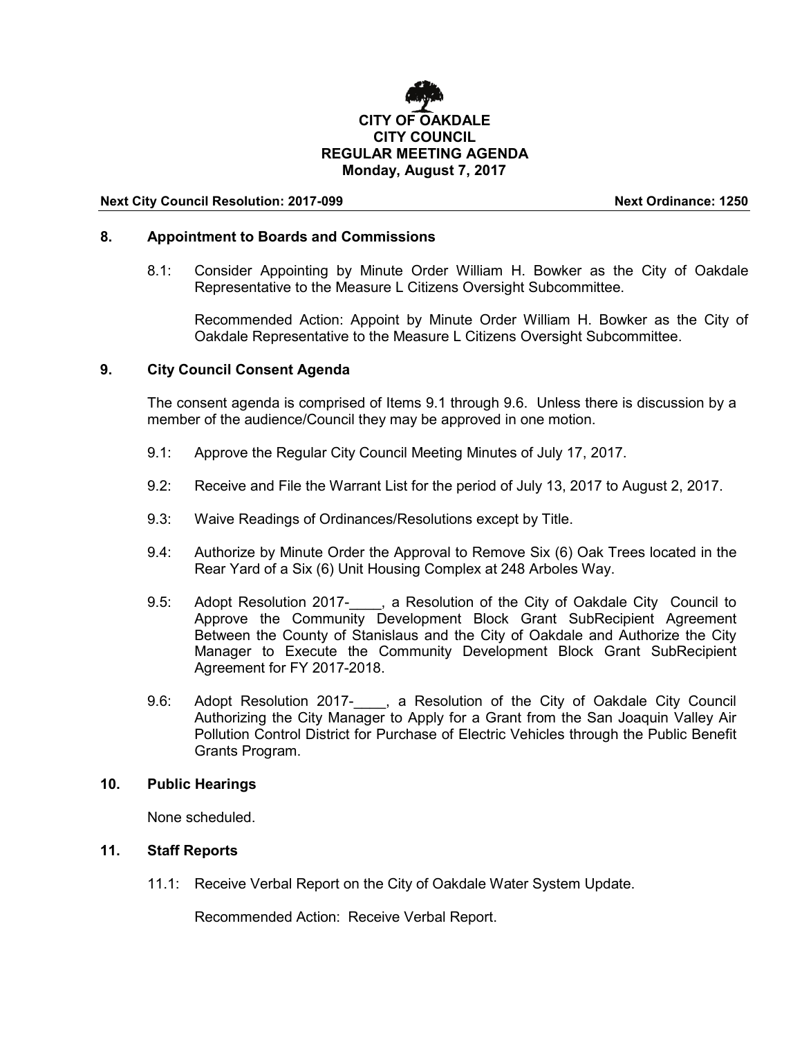**CITY OF OAKDALE**
**CITY COUNCIL**
**REGULAR MEETING AGENDA**
**Monday, August 7, 2017**

**Next City Council Resolution: 2017-099** **Next Ordinance: 1250**

## 8. Appointment to Boards and Commissions

8.1: Consider Appointing by Minute Order William H. Bowker as the City of Oakdale Representative to the Measure L Citizens Oversight Subcommittee.

Recommended Action: Appoint by Minute Order William H. Bowker as the City of Oakdale Representative to the Measure L Citizens Oversight Subcommittee.

## 9. City Council Consent Agenda

The consent agenda is comprised of Items 9.1 through 9.6. Unless there is discussion by a member of the audience/Council they may be approved in one motion.

9.1: Approve the Regular City Council Meeting Minutes of July 17, 2017.

9.2: Receive and File the Warrant List for the period of July 13, 2017 to August 2, 2017.

9.3: Waive Readings of Ordinances/Resolutions except by Title.

9.4: Authorize by Minute Order the Approval to Remove Six (6) Oak Trees located in the Rear Yard of a Six (6) Unit Housing Complex at 248 Arboles Way.

9.5: Adopt Resolution 2017-____, a Resolution of the City of Oakdale City Council to Approve the Community Development Block Grant SubRecipient Agreement Between the County of Stanislaus and the City of Oakdale and Authorize the City Manager to Execute the Community Development Block Grant SubRecipient Agreement for FY 2017-2018.

9.6: Adopt Resolution 2017-____, a Resolution of the City of Oakdale City Council Authorizing the City Manager to Apply for a Grant from the San Joaquin Valley Air Pollution Control District for Purchase of Electric Vehicles through the Public Benefit Grants Program.

## 10. Public Hearings

None scheduled.

## 11. Staff Reports

11.1: Receive Verbal Report on the City of Oakdale Water System Update.

Recommended Action: Receive Verbal Report.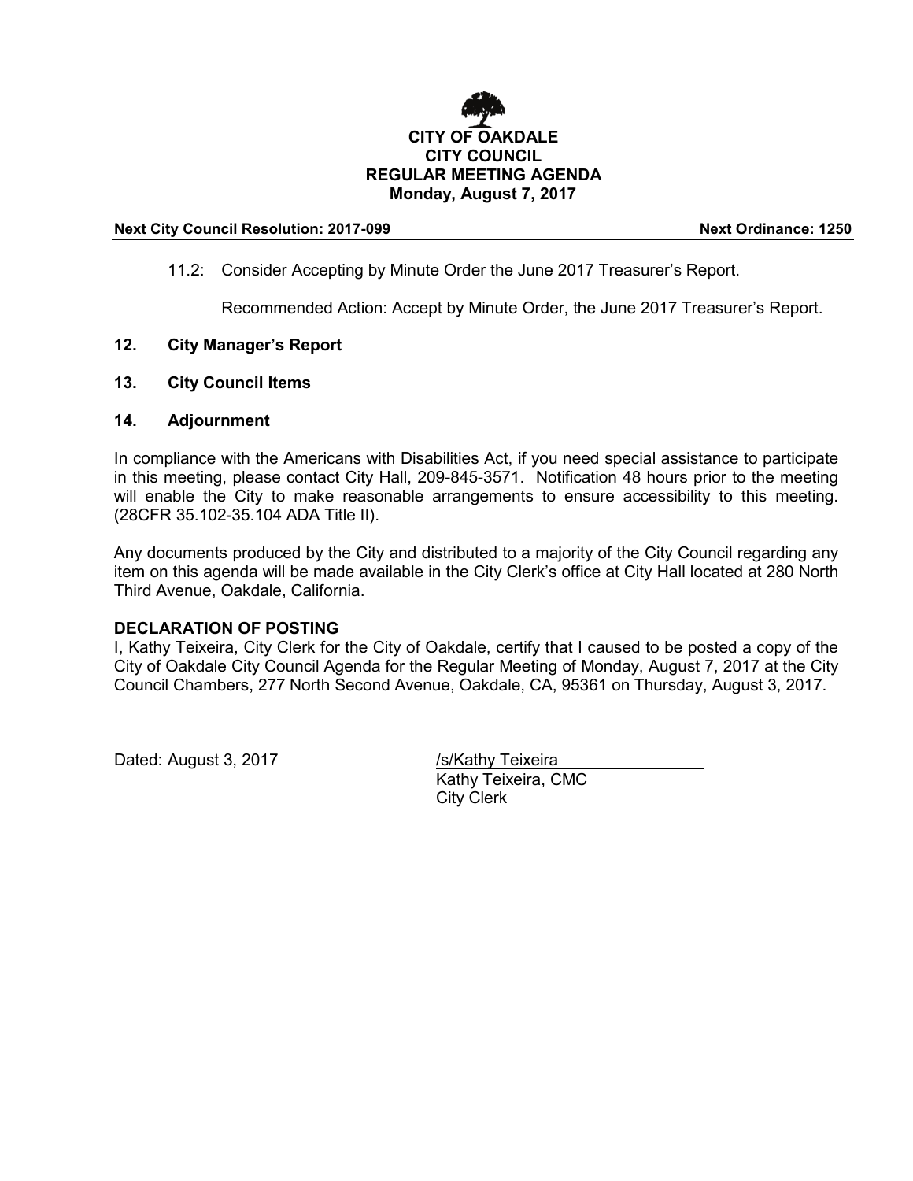11.2: Consider Accepting by Minute Order the June 2017 Treasurer's Report.

Recommended Action: Accept by Minute Order, the June 2017 Treasurer's Report.

**12. City Manager's Report**

**13. City Council Items**

**14. Adjournment**

In compliance with the Americans with Disabilities Act, if you need special assistance to participate in this meeting, please contact City Hall, 209-845-3571. Notification 48 hours prior to the meeting will enable the City to make reasonable arrangements to ensure accessibility to this meeting. (28CFR 35.102-35.104 ADA Title II).

Any documents produced by the City and distributed to a majority of the City Council regarding any item on this agenda will be made available in the City Clerk's office at City Hall located at 280 North Third Avenue, Oakdale, California.

**DECLARATION OF POSTING**

I, Kathy Teixeira, City Clerk for the City of Oakdale, certify that I caused to be posted a copy of the City of Oakdale City Council Agenda for the Regular Meeting of Monday, August 7, 2017 at the City Council Chambers, 277 North Second Avenue, Oakdale, CA, 95361 on Thursday, August 3, 2017.

Dated: August 3, 2017

/s/Kathy Teixeira
Kathy Teixeira, CMC
City Clerk